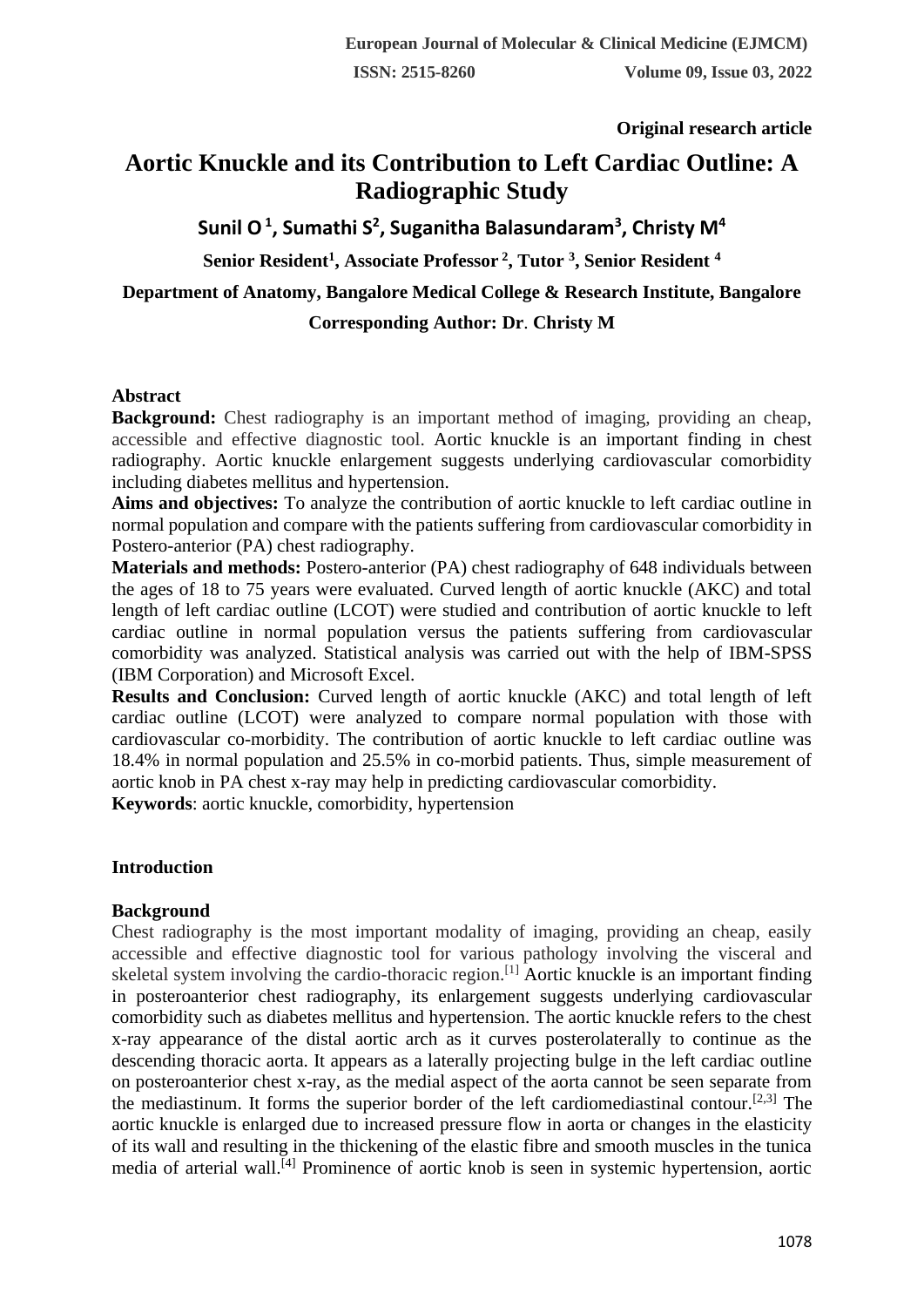**Original research article**

# Aortic Knuckle and its Contribution to Left Cardiac Outline: A Radiographic Study

**Sunil O [1], Sumathi S[2], Suganitha Balasundaram[3], Christy M[4]**

**Senior Resident[1], Associate Professor [2], Tutor [3], Senior Resident [4]**

**Department of Anatomy, Bangalore Medical College & Research Institute, Bangalore**

**Corresponding Author: Dr. Christy M**

## Abstract

**Background:** Chest radiography is an important method of imaging, providing an cheap, accessible and effective diagnostic tool. Aortic knuckle is an important finding in chest radiography. Aortic knuckle enlargement suggests underlying cardiovascular comorbidity including diabetes mellitus and hypertension.

**Aims and objectives:** To analyze the contribution of aortic knuckle to left cardiac outline in normal population and compare with the patients suffering from cardiovascular comorbidity in Postero-anterior (PA) chest radiography.

**Materials and methods:** Postero-anterior (PA) chest radiography of 648 individuals between the ages of 18 to 75 years were evaluated. Curved length of aortic knuckle (AKC) and total length of left cardiac outline (LCOT) were studied and contribution of aortic knuckle to left cardiac outline in normal population versus the patients suffering from cardiovascular comorbidity was analyzed. Statistical analysis was carried out with the help of IBM-SPSS (IBM Corporation) and Microsoft Excel.

**Results and Conclusion:** Curved length of aortic knuckle (AKC) and total length of left cardiac outline (LCOT) were analyzed to compare normal population with those with cardiovascular co-morbidity. The contribution of aortic knuckle to left cardiac outline was 18.4% in normal population and 25.5% in co-morbid patients. Thus, simple measurement of aortic knob in PA chest x-ray may help in predicting cardiovascular comorbidity.

**Keywords**: aortic knuckle, comorbidity, hypertension

## Introduction

### Background

Chest radiography is the most important modality of imaging, providing an cheap, easily accessible and effective diagnostic tool for various pathology involving the visceral and skeletal system involving the cardio-thoracic region.[1] Aortic knuckle is an important finding in posteroanterior chest radiography, its enlargement suggests underlying cardiovascular comorbidity such as diabetes mellitus and hypertension. The aortic knuckle refers to the chest x-ray appearance of the distal aortic arch as it curves posterolaterally to continue as the descending thoracic aorta. It appears as a laterally projecting bulge in the left cardiac outline on posteroanterior chest x-ray, as the medial aspect of the aorta cannot be seen separate from the mediastinum. It forms the superior border of the left cardiomediastinal contour.[2,3] The aortic knuckle is enlarged due to increased pressure flow in aorta or changes in the elasticity of its wall and resulting in the thickening of the elastic fibre and smooth muscles in the tunica media of arterial wall.[4] Prominence of aortic knob is seen in systemic hypertension, aortic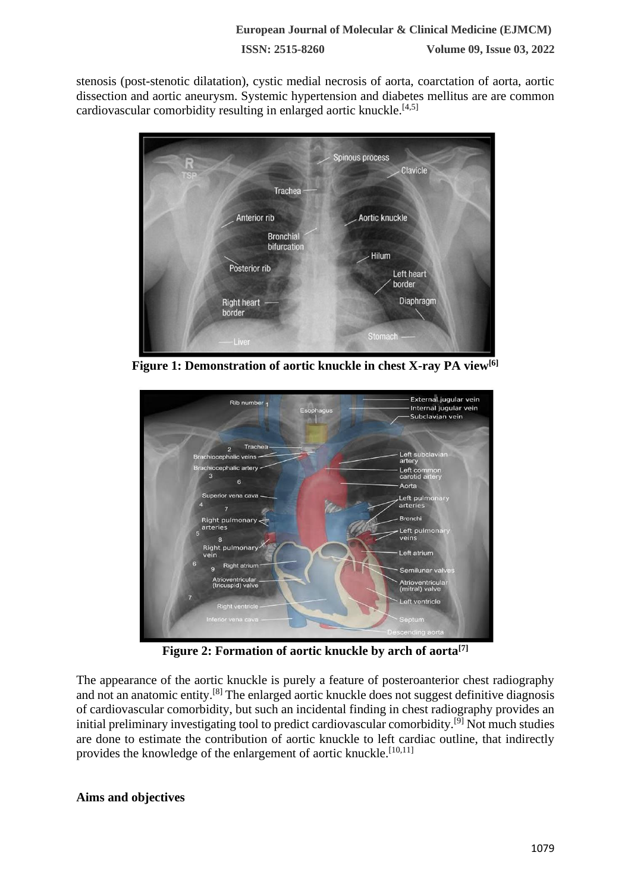stenosis (post-stenotic dilatation), cystic medial necrosis of aorta, coarctation of aorta, aortic dissection and aortic aneurysm. Systemic hypertension and diabetes mellitus are are common cardiovascular comorbidity resulting in enlarged aortic knuckle.[4,5]

**Figure 1: Demonstration of aortic knuckle in chest X-ray PA view[6]**

**Figure 2: Formation of aortic knuckle by arch of aorta[7]**

The appearance of the aortic knuckle is purely a feature of posteroanterior chest radiography and not an anatomic entity.[8] The enlarged aortic knuckle does not suggest definitive diagnosis of cardiovascular comorbidity, but such an incidental finding in chest radiography provides an initial preliminary investigating tool to predict cardiovascular comorbidity.[9] Not much studies are done to estimate the contribution of aortic knuckle to left cardiac outline, that indirectly provides the knowledge of the enlargement of aortic knuckle.[10,11]

**Aims and objectives**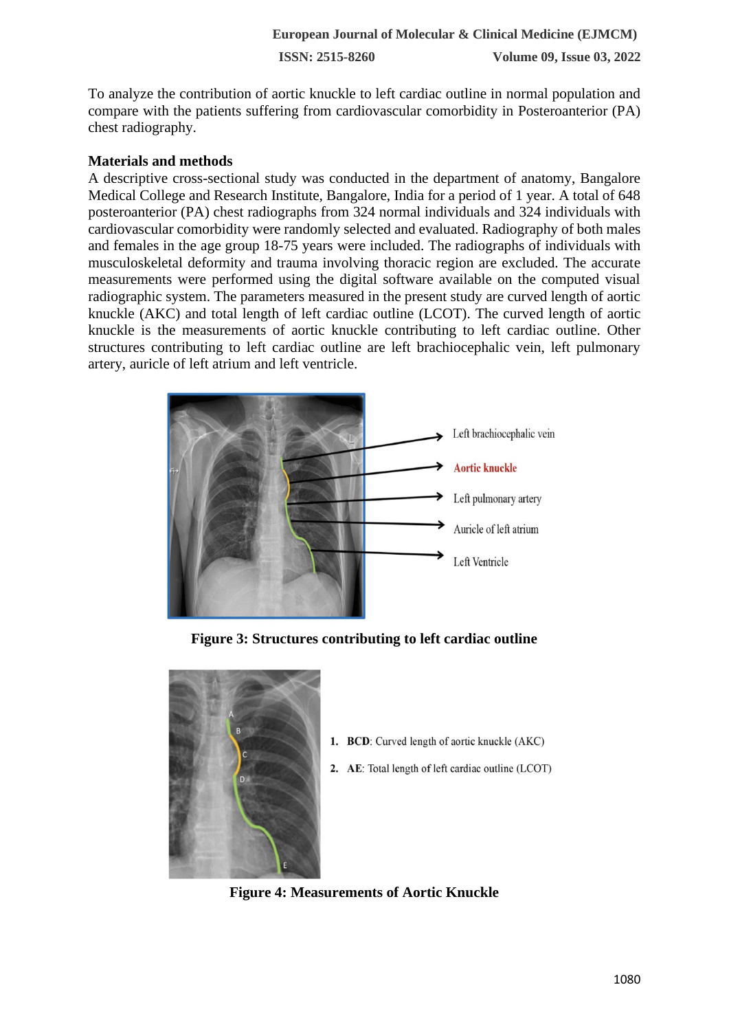To analyze the contribution of aortic knuckle to left cardiac outline in normal population and compare with the patients suffering from cardiovascular comorbidity in Posteroanterior (PA) chest radiography.

## Materials and methods

A descriptive cross-sectional study was conducted in the department of anatomy, Bangalore Medical College and Research Institute, Bangalore, India for a period of 1 year. A total of 648 posteroanterior (PA) chest radiographs from 324 normal individuals and 324 individuals with cardiovascular comorbidity were randomly selected and evaluated. Radiography of both males and females in the age group 18-75 years were included. The radiographs of individuals with musculoskeletal deformity and trauma involving thoracic region are excluded. The accurate measurements were performed using the digital software available on the computed visual radiographic system. The parameters measured in the present study are curved length of aortic knuckle (AKC) and total length of left cardiac outline (LCOT). The curved length of aortic knuckle is the measurements of aortic knuckle contributing to left cardiac outline. Other structures contributing to left cardiac outline are left brachiocephalic vein, left pulmonary artery, auricle of left atrium and left ventricle.

Left brachiocephalic vein

Aortic knuckle

Left pulmonary artery

Auricle of left atrium

Left Ventricle

**Figure 3: Structures contributing to left cardiac outline**

1. **BCD**: Curved length of aortic knuckle (AKC)
2. **AE**: Total length of left cardiac outline (LCOT)

**Figure 4: Measurements of Aortic Knuckle**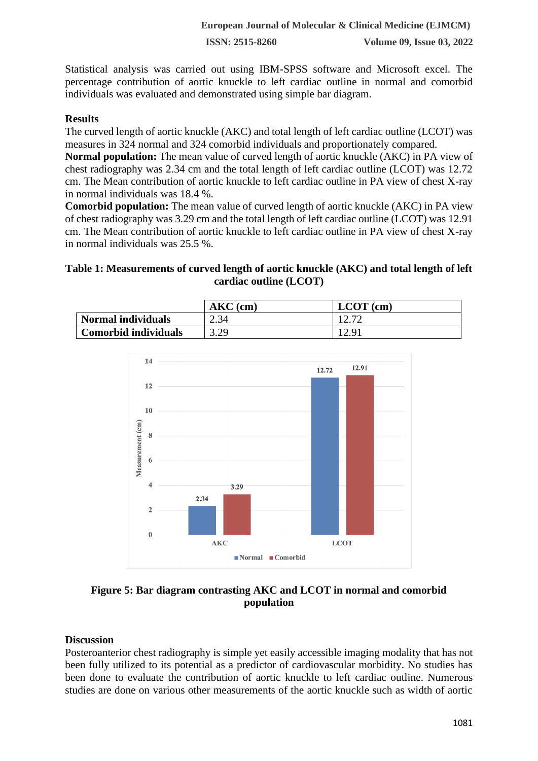Statistical analysis was carried out using IBM-SPSS software and Microsoft excel. The percentage contribution of aortic knuckle to left cardiac outline in normal and comorbid individuals was evaluated and demonstrated using simple bar diagram.

## Results

The curved length of aortic knuckle (AKC) and total length of left cardiac outline (LCOT) was measures in 324 normal and 324 comorbid individuals and proportionately compared.

**Normal population:** The mean value of curved length of aortic knuckle (AKC) in PA view of chest radiography was 2.34 cm and the total length of left cardiac outline (LCOT) was 12.72 cm. The Mean contribution of aortic knuckle to left cardiac outline in PA view of chest X-ray in normal individuals was 18.4 %.

**Comorbid population:** The mean value of curved length of aortic knuckle (AKC) in PA view of chest radiography was 3.29 cm and the total length of left cardiac outline (LCOT) was 12.91 cm. The Mean contribution of aortic knuckle to left cardiac outline in PA view of chest X-ray in normal individuals was 25.5 %.

**Table 1: Measurements of curved length of aortic knuckle (AKC) and total length of left cardiac outline (LCOT)**

| | AKC (cm) | LCOT (cm) |
|---|---|---|
| **Normal individuals** | 2.34 | 12.72 |
| **Comorbid individuals** | 3.29 | 12.91 |

**Figure 5: Bar diagram contrasting AKC and LCOT in normal and comorbid population**

## Discussion

Posteroanterior chest radiography is simple yet easily accessible imaging modality that has not been fully utilized to its potential as a predictor of cardiovascular morbidity. No studies has been done to evaluate the contribution of aortic knuckle to left cardiac outline. Numerous studies are done on various other measurements of the aortic knuckle such as width of aortic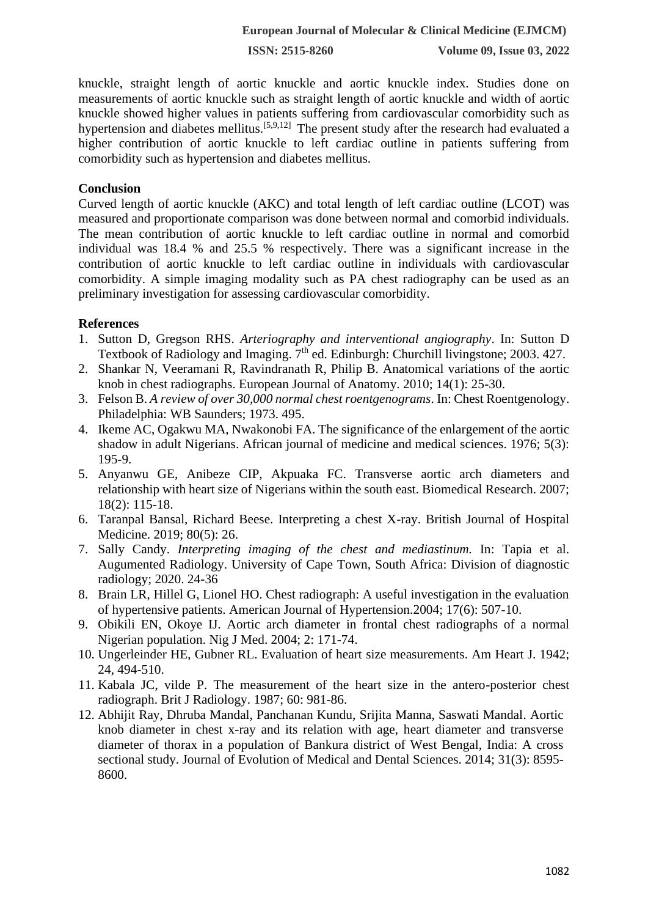knuckle, straight length of aortic knuckle and aortic knuckle index. Studies done on measurements of aortic knuckle such as straight length of aortic knuckle and width of aortic knuckle showed higher values in patients suffering from cardiovascular comorbidity such as hypertension and diabetes mellitus.[5,9,12] The present study after the research had evaluated a higher contribution of aortic knuckle to left cardiac outline in patients suffering from comorbidity such as hypertension and diabetes mellitus.

## Conclusion

Curved length of aortic knuckle (AKC) and total length of left cardiac outline (LCOT) was measured and proportionate comparison was done between normal and comorbid individuals. The mean contribution of aortic knuckle to left cardiac outline in normal and comorbid individual was 18.4 % and 25.5 % respectively. There was a significant increase in the contribution of aortic knuckle to left cardiac outline in individuals with cardiovascular comorbidity. A simple imaging modality such as PA chest radiography can be used as an preliminary investigation for assessing cardiovascular comorbidity.

## References

1. Sutton D, Gregson RHS. *Arteriography and interventional angiography*. In: Sutton D Textbook of Radiology and Imaging. 7th ed. Edinburgh: Churchill livingstone; 2003. 427.
2. Shankar N, Veeramani R, Ravindranath R, Philip B. Anatomical variations of the aortic knob in chest radiographs. European Journal of Anatomy. 2010; 14(1): 25-30.
3. Felson B. *A review of over 30,000 normal chest roentgenograms*. In: Chest Roentgenology. Philadelphia: WB Saunders; 1973. 495.
4. Ikeme AC, Ogakwu MA, Nwakonobi FA. The significance of the enlargement of the aortic shadow in adult Nigerians. African journal of medicine and medical sciences. 1976; 5(3): 195-9.
5. Anyanwu GE, Anibeze CIP, Akpuaka FC. Transverse aortic arch diameters and relationship with heart size of Nigerians within the south east. Biomedical Research. 2007; 18(2): 115-18.
6. Taranpal Bansal, Richard Beese. Interpreting a chest X-ray. British Journal of Hospital Medicine. 2019; 80(5): 26.
7. Sally Candy. *Interpreting imaging of the chest and mediastinum.* In: Tapia et al. Augumented Radiology. University of Cape Town, South Africa: Division of diagnostic radiology; 2020. 24-36
8. Brain LR, Hillel G, Lionel HO. Chest radiograph: A useful investigation in the evaluation of hypertensive patients. American Journal of Hypertension.2004; 17(6): 507-10.
9. Obikili EN, Okoye IJ. Aortic arch diameter in frontal chest radiographs of a normal Nigerian population. Nig J Med. 2004; 2: 171-74.
10. Ungerleinder HE, Gubner RL. Evaluation of heart size measurements. Am Heart J. 1942; 24, 494-510.
11. Kabala JC, vilde P. The measurement of the heart size in the antero-posterior chest radiograph. Brit J Radiology. 1987; 60: 981-86.
12. Abhijit Ray, Dhruba Mandal, Panchanan Kundu, Srijita Manna, Saswati Mandal. Aortic knob diameter in chest x-ray and its relation with age, heart diameter and transverse diameter of thorax in a population of Bankura district of West Bengal, India: A cross sectional study. Journal of Evolution of Medical and Dental Sciences. 2014; 31(3): 8595-8600.